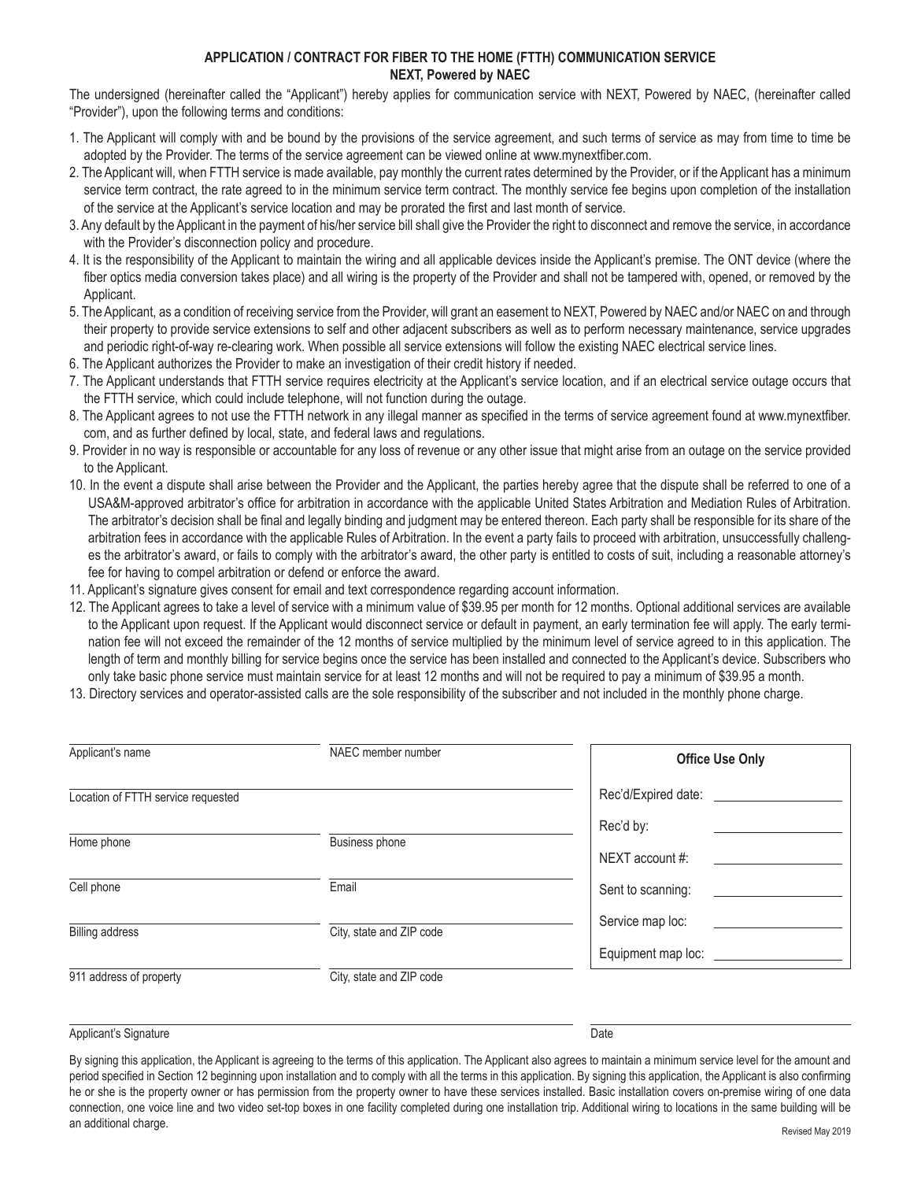## APPLICATION / CONTRACT FOR FIBER TO THE HOME (FTTH) COMMUNICATION SERVICE
## NEXT, Powered by NAEC

The undersigned (hereinafter called the "Applicant") hereby applies for communication service with NEXT, Powered by NAEC, (hereinafter called "Provider"), upon the following terms and conditions:

1. The Applicant will comply with and be bound by the provisions of the service agreement, and such terms of service as may from time to time be adopted by the Provider. The terms of the service agreement can be viewed online at www.mynextfiber.com.
2. The Applicant will, when FTTH service is made available, pay monthly the current rates determined by the Provider, or if the Applicant has a minimum service term contract, the rate agreed to in the minimum service term contract. The monthly service fee begins upon completion of the installation of the service at the Applicant's service location and may be prorated the first and last month of service.
3. Any default by the Applicant in the payment of his/her service bill shall give the Provider the right to disconnect and remove the service, in accordance with the Provider's disconnection policy and procedure.
4. It is the responsibility of the Applicant to maintain the wiring and all applicable devices inside the Applicant's premise. The ONT device (where the fiber optics media conversion takes place) and all wiring is the property of the Provider and shall not be tampered with, opened, or removed by the Applicant.
5. The Applicant, as a condition of receiving service from the Provider, will grant an easement to NEXT, Powered by NAEC and/or NAEC on and through their property to provide service extensions to self and other adjacent subscribers as well as to perform necessary maintenance, service upgrades and periodic right-of-way re-clearing work. When possible all service extensions will follow the existing NAEC electrical service lines.
6. The Applicant authorizes the Provider to make an investigation of their credit history if needed.
7. The Applicant understands that FTTH service requires electricity at the Applicant's service location, and if an electrical service outage occurs that the FTTH service, which could include telephone, will not function during the outage.
8. The Applicant agrees to not use the FTTH network in any illegal manner as specified in the terms of service agreement found at www.mynextfiber.com, and as further defined by local, state, and federal laws and regulations.
9. Provider in no way is responsible or accountable for any loss of revenue or any other issue that might arise from an outage on the service provided to the Applicant.
10. In the event a dispute shall arise between the Provider and the Applicant, the parties hereby agree that the dispute shall be referred to one of a USA&M-approved arbitrator's office for arbitration in accordance with the applicable United States Arbitration and Mediation Rules of Arbitration. The arbitrator's decision shall be final and legally binding and judgment may be entered thereon. Each party shall be responsible for its share of the arbitration fees in accordance with the applicable Rules of Arbitration. In the event a party fails to proceed with arbitration, unsuccessfully challenges the arbitrator's award, or fails to comply with the arbitrator's award, the other party is entitled to costs of suit, including a reasonable attorney's fee for having to compel arbitration or defend or enforce the award.
11. Applicant's signature gives consent for email and text correspondence regarding account information.
12. The Applicant agrees to take a level of service with a minimum value of $39.95 per month for 12 months. Optional additional services are available to the Applicant upon request. If the Applicant would disconnect service or default in payment, an early termination fee will apply. The early termination fee will not exceed the remainder of the 12 months of service multiplied by the minimum level of service agreed to in this application. The length of term and monthly billing for service begins once the service has been installed and connected to the Applicant's device. Subscribers who only take basic phone service must maintain service for at least 12 months and will not be required to pay a minimum of $39.95 a month.
13. Directory services and operator-assisted calls are the sole responsibility of the subscriber and not included in the monthly phone charge.

| | |
|---|---|
| Applicant's name | NAEC member number |
| Location of FTTH service requested | |
| Home phone | Business phone |
| Cell phone | Email |
| Billing address | City, state and ZIP code |
| 911 address of property | City, state and ZIP code |

| **Office Use Only** | |
|---|---|
| Rec'd/Expired date: | |
| Rec'd by: | |
| NEXT account #: | |
| Sent to scanning: | |
| Service map loc: | |
| Equipment map loc: | |

Applicant's Signature ______________________ Date ______________

By signing this application, the Applicant is agreeing to the terms of this application. The Applicant also agrees to maintain a minimum service level for the amount and period specified in Section 12 beginning upon installation and to comply with all the terms in this application. By signing this application, the Applicant is also confirming he or she is the property owner or has permission from the property owner to have these services installed. Basic installation covers on-premise wiring of one data connection, one voice line and two video set-top boxes in one facility completed during one installation trip. Additional wiring to locations in the same building will be an additional charge.

Revised May 2019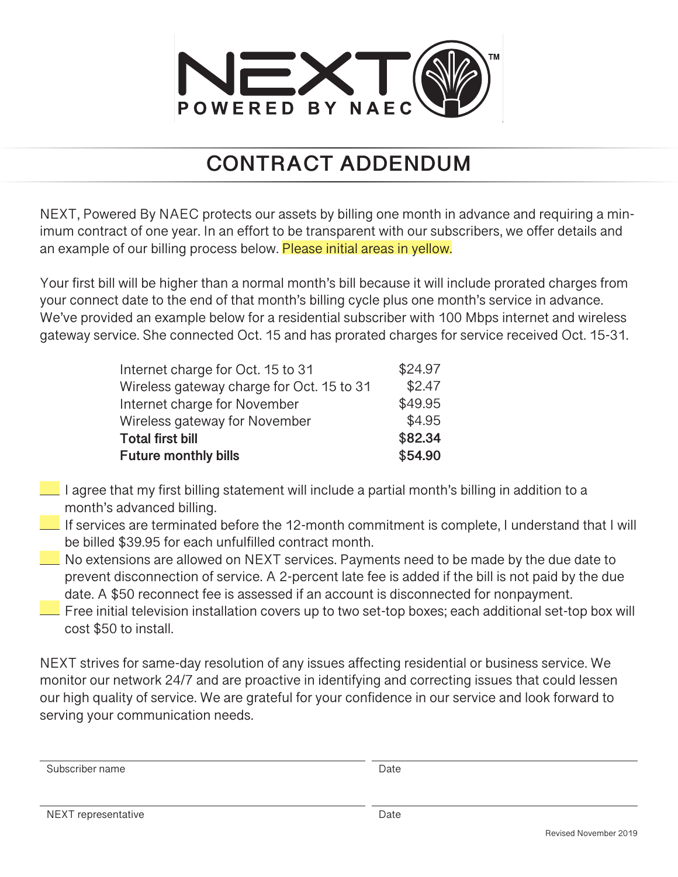NEXT POWERED BY NAEC™

# CONTRACT ADDENDUM

NEXT, Powered By NAEC protects our assets by billing one month in advance and requiring a minimum contract of one year. In an effort to be transparent with our subscribers, we offer details and an example of our billing process below. Please initial areas in yellow.

Your first bill will be higher than a normal month's bill because it will include prorated charges from your connect date to the end of that month's billing cycle plus one month's service in advance. We've provided an example below for a residential subscriber with 100 Mbps internet and wireless gateway service. She connected Oct. 15 and has prorated charges for service received Oct. 15-31.

| | |
|---|---|
| Internet charge for Oct. 15 to 31 | $24.97 |
| Wireless gateway charge for Oct. 15 to 31 | $2.47 |
| Internet charge for November | $49.95 |
| Wireless gateway for November | $4.95 |
| **Total first bill** | **$82.34** |
| **Future monthly bills** | **$54.90** |

____ I agree that my first billing statement will include a partial month's billing in addition to a month's advanced billing.

____ If services are terminated before the 12-month commitment is complete, I understand that I will be billed $39.95 for each unfulfilled contract month.

____ No extensions are allowed on NEXT services. Payments need to be made by the due date to prevent disconnection of service. A 2-percent late fee is added if the bill is not paid by the due date. A $50 reconnect fee is assessed if an account is disconnected for nonpayment.

____ Free initial television installation covers up to two set-top boxes; each additional set-top box will cost $50 to install.

NEXT strives for same-day resolution of any issues affecting residential or business service. We monitor our network 24/7 and are proactive in identifying and correcting issues that could lessen our high quality of service. We are grateful for your confidence in our service and look forward to serving your communication needs.

Subscriber name ______________________ Date ______________________

NEXT representative ______________________ Date ______________________

Revised November 2019